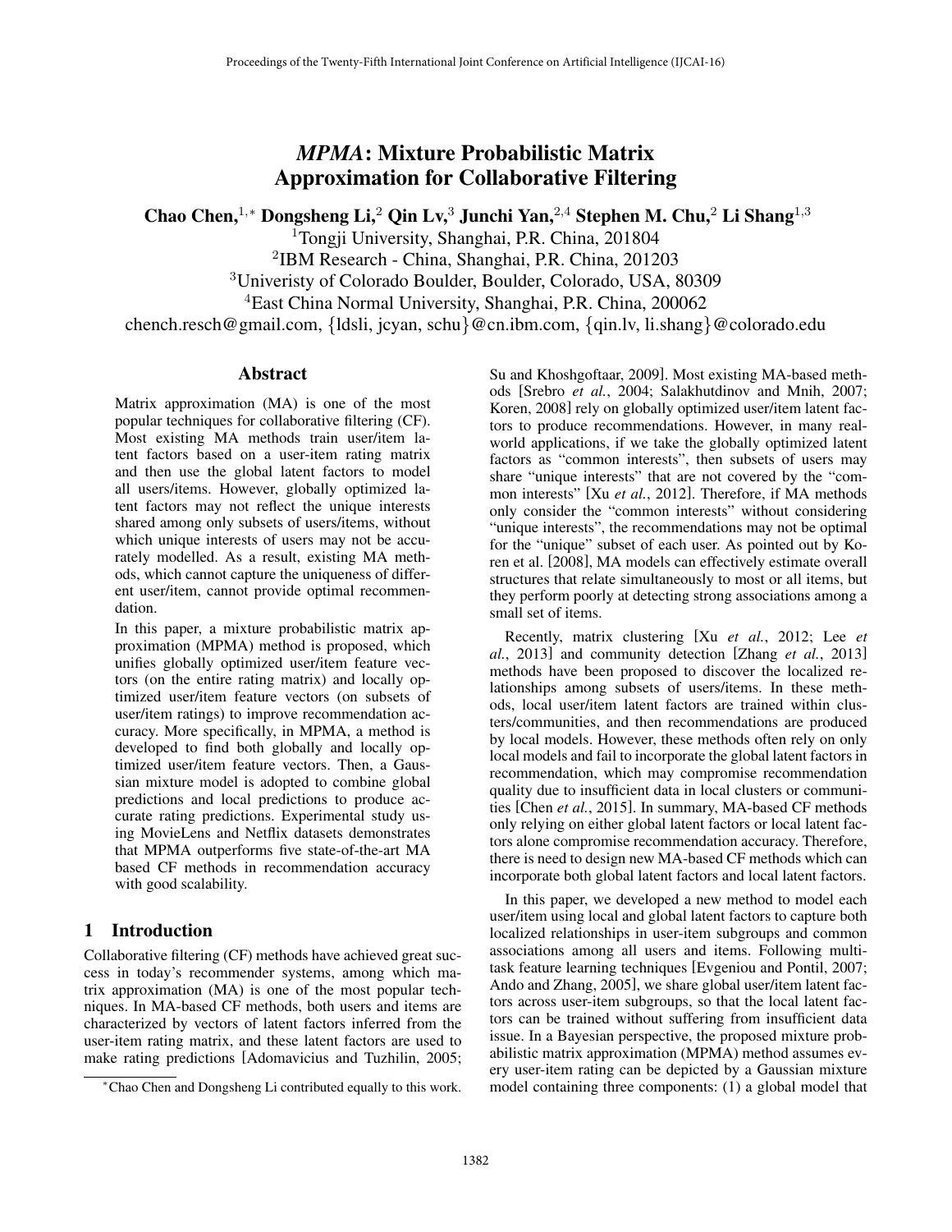# *MPMA*: Mixture Probabilistic Matrix Approximation for Collaborative Filtering

**Chao Chen,[1,*] Dongsheng Li,[2] Qin Lv,[3] Junchi Yan,[2,4] Stephen M. Chu,[2] Li Shang[1,3]**

[1]Tongji University, Shanghai, P.R. China, 201804
[2]IBM Research - China, Shanghai, P.R. China, 201203
[3]Univeristy of Colorado Boulder, Boulder, Colorado, USA, 80309
[4]East China Normal University, Shanghai, P.R. China, 200062
chench.resch@gmail.com, {ldsli, jcyan, schu}@cn.ibm.com, {qin.lv, li.shang}@colorado.edu

## Abstract

Matrix approximation (MA) is one of the most popular techniques for collaborative filtering (CF). Most existing MA methods train user/item latent factors based on a user-item rating matrix and then use the global latent factors to model all users/items. However, globally optimized latent factors may not reflect the unique interests shared among only subsets of users/items, without which unique interests of users may not be accurately modelled. As a result, existing MA methods, which cannot capture the uniqueness of different user/item, cannot provide optimal recommendation.

In this paper, a mixture probabilistic matrix approximation (MPMA) method is proposed, which unifies globally optimized user/item feature vectors (on the entire rating matrix) and locally optimized user/item feature vectors (on subsets of user/item ratings) to improve recommendation accuracy. More specifically, in MPMA, a method is developed to find both globally and locally optimized user/item feature vectors. Then, a Gaussian mixture model is adopted to combine global predictions and local predictions to produce accurate rating predictions. Experimental study using MovieLens and Netflix datasets demonstrates that MPMA outperforms five state-of-the-art MA based CF methods in recommendation accuracy with good scalability.

## 1 Introduction

Collaborative filtering (CF) methods have achieved great success in today's recommender systems, among which matrix approximation (MA) is one of the most popular techniques. In MA-based CF methods, both users and items are characterized by vectors of latent factors inferred from the user-item rating matrix, and these latent factors are used to make rating predictions [Adomavicius and Tuzhilin, 2005; Su and Khoshgoftaar, 2009]. Most existing MA-based methods [Srebro *et al.*, 2004; Salakhutdinov and Mnih, 2007; Koren, 2008] rely on globally optimized user/item latent factors to produce recommendations. However, in many real-world applications, if we take the globally optimized latent factors as "common interests", then subsets of users may share "unique interests" that are not covered by the "common interests" [Xu *et al.*, 2012]. Therefore, if MA methods only consider the "common interests" without considering "unique interests", the recommendations may not be optimal for the "unique" subset of each user. As pointed out by Koren et al. [2008], MA models can effectively estimate overall structures that relate simultaneously to most or all items, but they perform poorly at detecting strong associations among a small set of items.

Recently, matrix clustering [Xu *et al.*, 2012; Lee *et al.*, 2013] and community detection [Zhang *et al.*, 2013] methods have been proposed to discover the localized relationships among subsets of users/items. In these methods, local user/item latent factors are trained within clusters/communities, and then recommendations are produced by local models. However, these methods often rely on only local models and fail to incorporate the global latent factors in recommendation, which may compromise recommendation quality due to insufficient data in local clusters or communities [Chen *et al.*, 2015]. In summary, MA-based CF methods only relying on either global latent factors or local latent factors alone compromise recommendation accuracy. Therefore, there is need to design new MA-based CF methods which can incorporate both global latent factors and local latent factors.

In this paper, we developed a new method to model each user/item using local and global latent factors to capture both localized relationships in user-item subgroups and common associations among all users and items. Following multi-task feature learning techniques [Evgeniou and Pontil, 2007; Ando and Zhang, 2005], we share global user/item latent factors across user-item subgroups, so that the local latent factors can be trained without suffering from insufficient data issue. In a Bayesian perspective, the proposed mixture probabilistic matrix approximation (MPMA) method assumes every user-item rating can be depicted by a Gaussian mixture model containing three components: (1) a global model that

[*]Chao Chen and Dongsheng Li contributed equally to this work.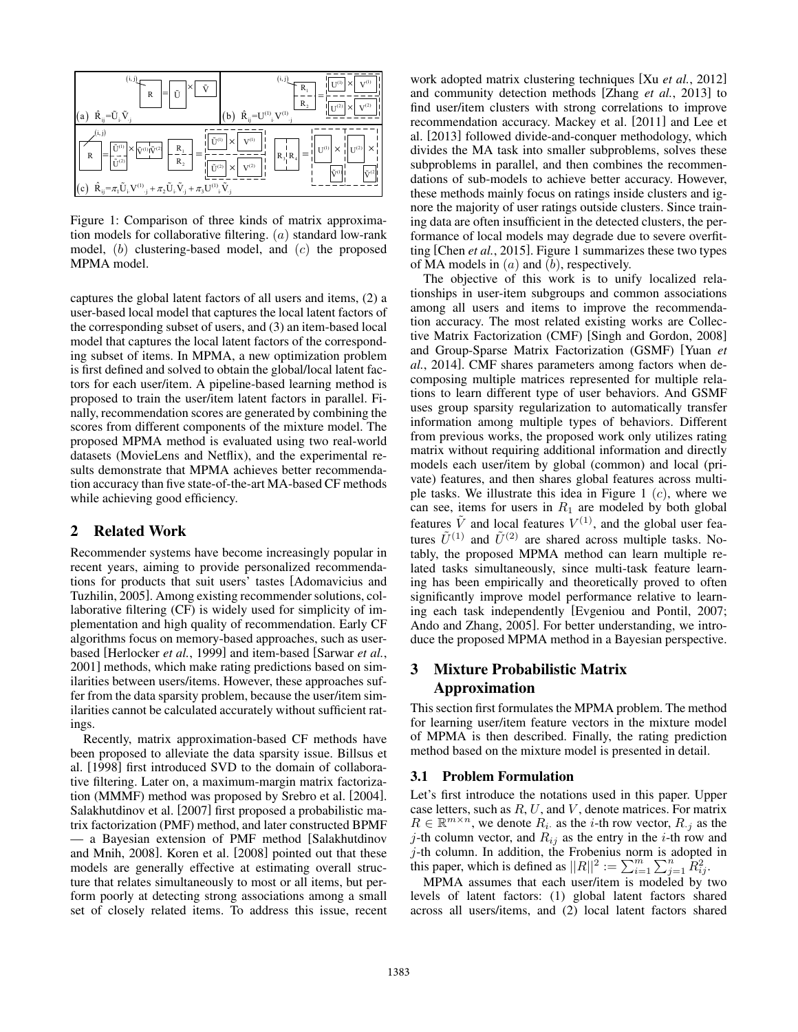Figure 1: Comparison of three kinds of matrix approximation models for collaborative filtering. $(a)$ standard low-rank model, $(b)$ clustering-based model, and $(c)$ the proposed MPMA model.

captures the global latent factors of all users and items, (2) a user-based local model that captures the local latent factors of the corresponding subset of users, and (3) an item-based local model that captures the local latent factors of the corresponding subset of items. In MPMA, a new optimization problem is first defined and solved to obtain the global/local latent factors for each user/item. A pipeline-based learning method is proposed to train the user/item latent factors in parallel. Finally, recommendation scores are generated by combining the scores from different components of the mixture model. The proposed MPMA method is evaluated using two real-world datasets (MovieLens and Netflix), and the experimental results demonstrate that MPMA achieves better recommendation accuracy than five state-of-the-art MA-based CF methods while achieving good efficiency.

## 2 Related Work

Recommender systems have become increasingly popular in recent years, aiming to provide personalized recommendations for products that suit users' tastes [Adomavicius and Tuzhilin, 2005]. Among existing recommender solutions, collaborative filtering (CF) is widely used for simplicity of implementation and high quality of recommendation. Early CF algorithms focus on memory-based approaches, such as user-based [Herlocker *et al.*, 1999] and item-based [Sarwar *et al.*, 2001] methods, which make rating predictions based on similarities between users/items. However, these approaches suffer from the data sparsity problem, because the user/item similarities cannot be calculated accurately without sufficient ratings.

Recently, matrix approximation-based CF methods have been proposed to alleviate the data sparsity issue. Billsus et al. [1998] first introduced SVD to the domain of collaborative filtering. Later on, a maximum-margin matrix factorization (MMMF) method was proposed by Srebro et al. [2004]. Salakhutdinov et al. [2007] first proposed a probabilistic matrix factorization (PMF) method, and later constructed BPMF — a Bayesian extension of PMF method [Salakhutdinov and Mnih, 2008]. Koren et al. [2008] pointed out that these models are generally effective at estimating overall structure that relates simultaneously to most or all items, but perform poorly at detecting strong associations among a small set of closely related items. To address this issue, recent work adopted matrix clustering techniques [Xu *et al.*, 2012] and community detection methods [Zhang *et al.*, 2013] to find user/item clusters with strong correlations to improve recommendation accuracy. Mackey et al. [2011] and Lee et al. [2013] followed divide-and-conquer methodology, which divides the MA task into smaller subproblems, solves these subproblems in parallel, and then combines the recommendations of sub-models to achieve better accuracy. However, these methods mainly focus on ratings inside clusters and ignore the majority of user ratings outside clusters. Since training data are often insufficient in the detected clusters, the performance of local models may degrade due to severe overfitting [Chen *et al.*, 2015]. Figure 1 summarizes these two types of MA models in $(a)$ and $(b)$, respectively.

The objective of this work is to unify localized relationships in user-item subgroups and common associations among all users and items to improve the recommendation accuracy. The most related existing works are Collective Matrix Factorization (CMF) [Singh and Gordon, 2008] and Group-Sparse Matrix Factorization (GSMF) [Yuan *et al.*, 2014]. CMF shares parameters among factors when decomposing multiple matrices represented for multiple relations to learn different type of user behaviors. And GSMF uses group sparsity regularization to automatically transfer information among multiple types of behaviors. Different from previous works, the proposed work only utilizes rating matrix without requiring additional information and directly models each user/item by global (common) and local (private) features, and then shares global features across multiple tasks. We illustrate this idea in Figure 1 $(c)$, where we can see, items for users in $R_1$ are modeled by both global features $\tilde{V}$ and local features $V^{(1)}$, and the global user features $\tilde{U}^{(1)}$ and $\tilde{U}^{(2)}$ are shared across multiple tasks. Notably, the proposed MPMA method can learn multiple related tasks simultaneously, since multi-task feature learning has been empirically and theoretically proved to often significantly improve model performance relative to learning each task independently [Evgeniou and Pontil, 2007; Ando and Zhang, 2005]. For better understanding, we introduce the proposed MPMA method in a Bayesian perspective.

## 3 Mixture Probabilistic Matrix Approximation

This section first formulates the MPMA problem. The method for learning user/item feature vectors in the mixture model of MPMA is then described. Finally, the rating prediction method based on the mixture model is presented in detail.

### 3.1 Problem Formulation

Let's first introduce the notations used in this paper. Upper case letters, such as $R$, $U$, and $V$, denote matrices. For matrix $R \in \mathbb{R}^{m \times n}$, we denote $R_{i\cdot}$ as the $i$-th row vector, $R_{\cdot j}$ as the $j$-th column vector, and $R_{ij}$ as the entry in the $i$-th row and $j$-th column. In addition, the Frobenius norm is adopted in this paper, which is defined as $||R||^2 := \sum_{i=1}^{m} \sum_{j=1}^{n} R_{ij}^2$.

MPMA assumes that each user/item is modeled by two levels of latent factors: (1) global latent factors shared across all users/items, and (2) local latent factors shared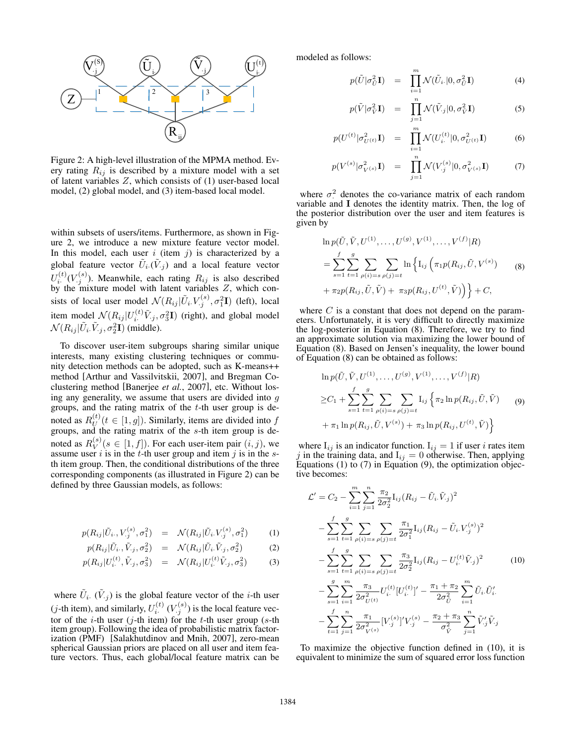Figure 2: A high-level illustration of the MPMA method. Every rating $R_{ij}$ is described by a mixture model with a set of latent variables $Z$, which consists of (1) user-based local model, (2) global model, and (3) item-based local model.

within subsets of users/items. Furthermore, as shown in Figure 2, we introduce a new mixture feature vector model. In this model, each user $i$ (item $j$) is characterized by a global feature vector $\tilde{U}_{i\cdot}(\tilde{V}_{\cdot j})$ and a local feature vector $U_{i\cdot}^{(t)}(V_{\cdot j}^{(s)})$. Meanwhile, each rating $R_{ij}$ is also described by the mixture model with latent variables $Z$, which consists of local user model $\mathcal{N}(R_{ij}|\tilde{U}_{i\cdot}V_{\cdot j}^{(s)}, \sigma_1^2\mathbf{I})$ (left), local item model $\mathcal{N}(R_{ij}|U_{i\cdot}^{(t)}\tilde{V}_{\cdot j}, \sigma_3^2\mathbf{I})$ (right), and global model $\mathcal{N}(R_{ij}|\tilde{U}_{i\cdot}\tilde{V}_{\cdot j}, \sigma_2^2\mathbf{I})$ (middle).

To discover user-item subgroups sharing similar unique interests, many existing clustering techniques or community detection methods can be adopted, such as K-means++ method [Arthur and Vassilvitskii, 2007], and Bregman Co-clustering method [Banerjee *et al.*, 2007], etc. Without losing any generality, we assume that users are divided into $g$ groups, and the rating matrix of the $t$-th user group is denoted as $R_U^{(t)}(t \in [1, g])$. Similarly, items are divided into $f$ groups, and the rating matrix of the $s$-th item group is denoted as $R_V^{(s)}(s \in [1, f])$. For each user-item pair $(i, j)$, we assume user $i$ is in the $t$-th user group and item $j$ is in the $s$-th item group. Then, the conditional distributions of the three corresponding components (as illustrated in Figure 2) can be defined by three Gaussian models, as follows:

$$p(R_{ij}|\tilde{U}_{i\cdot}, V_{\cdot j}^{(s)}, \sigma_1^2) = \mathcal{N}(R_{ij}|\tilde{U}_{i\cdot}V_{\cdot j}^{(s)}, \sigma_1^2) \quad (1)$$

$$p(R_{ij}|\tilde{U}_{i\cdot}, \tilde{V}_{\cdot j}, \sigma_2^2) = \mathcal{N}(R_{ij}|\tilde{U}_{i\cdot}\tilde{V}_{\cdot j}, \sigma_2^2) \quad (2)$$

$$p(R_{ij}|U_{i\cdot}^{(t)}, \tilde{V}_{\cdot j}, \sigma_3^2) = \mathcal{N}(R_{ij}|U_{i\cdot}^{(t)}\tilde{V}_{\cdot j}, \sigma_3^2) \quad (3)$$

where $\tilde{U}_{i\cdot}$ ($\tilde{V}_{\cdot j}$) is the global feature vector of the $i$-th user ($j$-th item), and similarly, $U_{i\cdot}^{(t)}$ ($V_{\cdot j}^{(s)}$) is the local feature vector of the $i$-th user ($j$-th item) for the $t$-th user group ($s$-th item group). Following the idea of probabilistic matrix factorization (PMF) [Salakhutdinov and Mnih, 2007], zero-mean spherical Gaussian priors are placed on all user and item feature vectors. Thus, each global/local feature matrix can be modeled as follows:

$$p(\tilde{U}|\sigma_{\tilde{U}}^2\mathbf{I}) = \prod_{i=1}^{m}\mathcal{N}(\tilde{U}_{i\cdot}|0, \sigma_{\tilde{U}}^2\mathbf{I}) \quad (4)$$

$$p(\tilde{V}|\sigma_{\tilde{V}}^2\mathbf{I}) = \prod_{j=1}^{n}\mathcal{N}(\tilde{V}_{\cdot j}|0, \sigma_{\tilde{V}}^2\mathbf{I}) \quad (5)$$

$$p(U^{(t)}|\sigma_{U^{(t)}}^2\mathbf{I}) = \prod_{i=1}^{m}\mathcal{N}(U_{i\cdot}^{(t)}|0, \sigma_{U^{(t)}}^2\mathbf{I}) \quad (6)$$

$$p(V^{(s)}|\sigma_{V^{(s)}}^2\mathbf{I}) = \prod_{j=1}^{n}\mathcal{N}(V_{\cdot j}^{(s)}|0, \sigma_{V^{(s)}}^2\mathbf{I}) \quad (7)$$

where $\sigma_\cdot^2$ denotes the co-variance matrix of each random variable and $\mathbf{I}$ denotes the identity matrix. Then, the log of the posterior distribution over the user and item features is given by

$$\begin{aligned}
&\ln p(\tilde{U}, \tilde{V}, U^{(1)}, \ldots, U^{(g)}, V^{(1)}, \ldots, V^{(f)}|R) \\
&= \sum_{s=1}^{f}\sum_{t=1}^{g}\sum_{\rho(i)=s}\sum_{\rho(j)=t}\ln\Big\{\mathrm{I}_{ij}\Big(\pi_1 p(R_{ij}, \tilde{U}, V^{(s)}) \\
&+ \pi_2 p(R_{ij}, \tilde{U}, \tilde{V}) + \pi_3 p(R_{ij}, U^{(t)}, \tilde{V})\Big)\Big\} + C,
\end{aligned} \quad (8)$$

where $C$ is a constant that does not depend on the parameters. Unfortunately, it is very difficult to directly maximize the log-posterior in Equation (8). Therefore, we try to find an approximate solution via maximizing the lower bound of Equation (8). Based on Jensen's inequality, the lower bound of Equation (8) can be obtained as follows:

$$\begin{aligned}
&\ln p(\tilde{U}, \tilde{V}, U^{(1)}, \ldots, U^{(g)}, V^{(1)}, \ldots, V^{(f)}|R) \\
&\geq C_1 + \sum_{s=1}^{f}\sum_{t=1}^{g}\sum_{\rho(i)=s}\sum_{\rho(j)=t}\mathrm{I}_{ij}\Big\{\pi_2\ln p(R_{ij}, \tilde{U}, \tilde{V}) \\
&+ \pi_1\ln p(R_{ij}, \tilde{U}, V^{(s)}) + \pi_3\ln p(R_{ij}, U^{(t)}, \tilde{V})\Big\}
\end{aligned} \quad (9)$$

where $\mathrm{I}_{ij}$ is an indicator function. $\mathrm{I}_{ij} = 1$ if user $i$ rates item $j$ in the training data, and $\mathrm{I}_{ij} = 0$ otherwise. Then, applying Equations (1) to (7) in Equation (9), the optimization objective becomes:

$$\begin{aligned}
\mathcal{L}' = C_2 &- \sum_{i=1}^{m}\sum_{j=1}^{n}\frac{\pi_2}{2\sigma_2^2}\mathrm{I}_{ij}(R_{ij} - \tilde{U}_{i\cdot}\tilde{V}_{\cdot j})^2 \\
&- \sum_{s=1}^{f}\sum_{t=1}^{g}\sum_{\rho(i)=s}\sum_{\rho(j)=t}\frac{\pi_1}{2\sigma_1^2}\mathrm{I}_{ij}(R_{ij} - \tilde{U}_{i\cdot}V_{\cdot j}^{(s)})^2 \\
&- \sum_{s=1}^{f}\sum_{t=1}^{g}\sum_{\rho(i)=s}\sum_{\rho(j)=t}\frac{\pi_3}{2\sigma_2^2}\mathrm{I}_{ij}(R_{ij} - U_{i\cdot}^{(t)}\tilde{V}_{\cdot j})^2 \\
&- \sum_{s=1}^{g}\sum_{i=1}^{m}\frac{\pi_3}{2\sigma_{U^{(t)}}^2}U_{i\cdot}^{(t)}[U_{i\cdot}^{(t)}]' - \frac{\pi_1 + \pi_2}{2\sigma_{\tilde{U}}^2}\sum_{i=1}^{m}\tilde{U}_{i\cdot}\tilde{U}_{i\cdot}' \\
&- \sum_{t=1}^{f}\sum_{j=1}^{n}\frac{\pi_1}{2\sigma_{V^{(s)}}^2}[V_{\cdot j}^{(s)}]'V_{\cdot j}^{(s)} - \frac{\pi_2 + \pi_3}{\sigma_{\tilde{V}}^2}\sum_{j=1}^{n}\tilde{V}_{\cdot j}'\tilde{V}_{\cdot j}
\end{aligned} \quad (10)$$

To maximize the objective function defined in (10), it is equivalent to minimize the sum of squared error loss function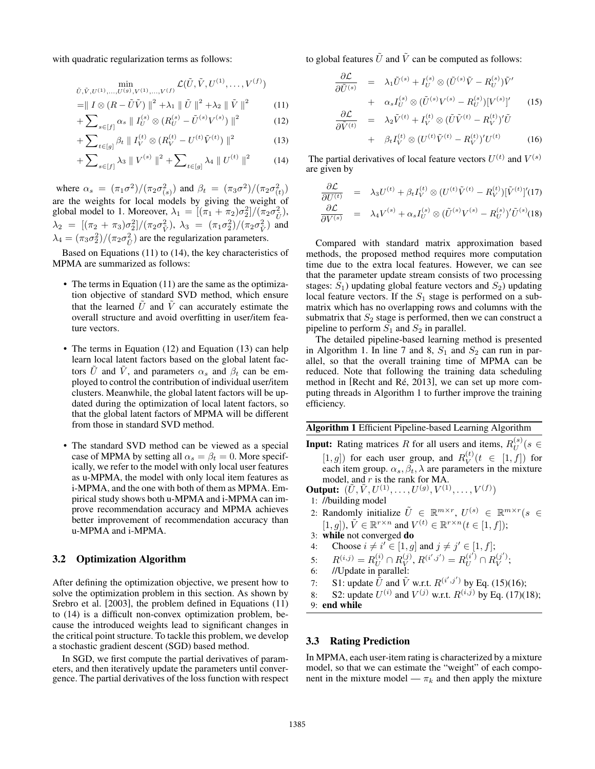with quadratic regularization terms as follows:

$$
\begin{aligned}
&\min_{\tilde{U},\tilde{V},U^{(1)},\ldots,U^{(g)},V^{(1)},\ldots,V^{(f)}} \mathcal{L}(\tilde{U},\tilde{V},U^{(1)},\ldots,V^{(f)}) \\
&= \| I \otimes (R - \tilde{U}\tilde{V}) \|^2 + \lambda_1 \| \tilde{U} \|^2 + \lambda_2 \| \tilde{V} \|^2 \quad (11)\\
&+ \sum_{s\in[f]} \alpha_s \| I_U^{(s)} \otimes (R_U^{(s)} - \tilde{U}^{(s)} V^{(s)}) \|^2 \quad (12)\\
&+ \sum_{t\in[g]} \beta_t \| I_V^{(t)} \otimes (R_V^{(t)} - U^{(t)} \tilde{V}^{(t)}) \|^2 \quad (13)\\
&+ \sum_{s\in[f]} \lambda_3 \| V^{(s)} \|^2 + \sum_{t\in[g]} \lambda_4 \| U^{(t)} \|^2 \quad (14)
\end{aligned}
$$

where $\alpha_s = (\pi_1\sigma^2)/(\pi_2\sigma_{(s)}^2)$ and $\beta_t = (\pi_3\sigma^2)/(\pi_2\sigma_{(t)}^2)$ are the weights for local models by giving the weight of global model to 1. Moreover, $\lambda_1 = [(\pi_1+\pi_2)\sigma_2^2]/(\pi_2\sigma_{\tilde{U}}^2)$, $\lambda_2 = [(\pi_2+\pi_3)\sigma_2^2]/(\pi_2\sigma_{\tilde{V}}^2)$, $\lambda_3 = (\pi_1\sigma_2^2)/(\pi_2\sigma_{\tilde{V}}^2)$ and $\lambda_4 = (\pi_3\sigma_2^2)/(\pi_2\sigma_{\tilde{U}}^2)$ are the regularization parameters.

Based on Equations (11) to (14), the key characteristics of MPMA are summarized as follows:

- The terms in Equation (11) are the same as the optimization objective of standard SVD method, which ensure that the learned $\tilde{U}$ and $\tilde{V}$ can accurately estimate the overall structure and avoid overfitting in user/item feature vectors.
- The terms in Equation (12) and Equation (13) can help learn local latent factors based on the global latent factors $\tilde{U}$ and $\tilde{V}$, and parameters $\alpha_s$ and $\beta_t$ can be employed to control the contribution of individual user/item clusters. Meanwhile, the global latent factors will be updated during the optimization of local latent factors, so that the global latent factors of MPMA will be different from those in standard SVD method.
- The standard SVD method can be viewed as a special case of MPMA by setting all $\alpha_s = \beta_t = 0$. More specifically, we refer to the model with only local user features as u-MPMA, the model with only local item features as i-MPMA, and the one with both of them as MPMA. Empirical study shows both u-MPMA and i-MPMA can improve recommendation accuracy and MPMA achieves better improvement of recommendation accuracy than u-MPMA and i-MPMA.

### 3.2 Optimization Algorithm

After defining the optimization objective, we present how to solve the optimization problem in this section. As shown by Srebro et al. [2003], the problem defined in Equations (11) to (14) is a difficult non-convex optimization problem, because the introduced weights lead to significant changes in the critical point structure. To tackle this problem, we develop a stochastic gradient descent (SGD) based method.

In SGD, we first compute the partial derivatives of parameters, and then iteratively update the parameters until convergence. The partial derivatives of the loss function with respect to global features $\tilde{U}$ and $\tilde{V}$ can be computed as follows:

$$
\begin{aligned}
\frac{\partial \mathcal{L}}{\partial \tilde{U}^{(s)}} &= \lambda_1 \tilde{U}^{(s)} + I_U^{(s)} \otimes (\tilde{U}^{(s)}\tilde{V} - R_U^{(s)})\tilde{V}' \\
&+ \alpha_s I_U^{(s)} \otimes (\tilde{U}^{(s)} V^{(s)} - R_U^{(s)})[V^{(s)}]' \quad (15)\\
\frac{\partial \mathcal{L}}{\partial \tilde{V}^{(t)}} &= \lambda_2 \tilde{V}^{(t)} + I_V^{(t)} \otimes (\tilde{U}\tilde{V}^{(t)} - R_V^{(t)})'\tilde{U} \\
&+ \beta_t I_V^{(t)} \otimes (U^{(t)}\tilde{V}^{(t)} - R_V^{(t)})' U^{(t)} \quad (16)
\end{aligned}
$$

The partial derivatives of local feature vectors $U^{(t)}$ and $V^{(s)}$ are given by

$$
\begin{aligned}
\frac{\partial \mathcal{L}}{\partial U^{(t)}} &= \lambda_3 U^{(t)} + \beta_t I_V^{(t)} \otimes (U^{(t)}\tilde{V}^{(t)} - R_V^{(t)})[\tilde{V}^{(t)}]' \quad (17)\\
\frac{\partial \mathcal{L}}{\partial V^{(s)}} &= \lambda_4 V^{(s)} + \alpha_s I_U^{(s)} \otimes (\tilde{U}^{(s)} V^{(s)} - R_U^{(s)})'\tilde{U}^{(s)} \quad (18)
\end{aligned}
$$

Compared with standard matrix approximation based methods, the proposed method requires more computation time due to the extra local features. However, we can see that the parameter update stream consists of two processing stages: $S_1$) updating global feature vectors and $S_2$) updating local feature vectors. If the $S_1$ stage is performed on a submatrix which has no overlapping rows and columns with the submatrix that $S_2$ stage is performed, then we can construct a pipeline to perform $S_1$ and $S_2$ in parallel.

The detailed pipeline-based learning method is presented in Algorithm 1. In line 7 and 8, $S_1$ and $S_2$ can run in parallel, so that the overall training time of MPMA can be reduced. Note that following the training data scheduling method in [Recht and Ré, 2013], we can set up more computing threads in Algorithm 1 to further improve the training efficiency.

**Algorithm 1** Efficient Pipeline-based Learning Algorithm

**Input:** Rating matrices $R$ for all users and items, $R_U^{(s)}(s \in [1,g])$ for each user group, and $R_V^{(t)}(t \in [1,f])$ for each item group. $\alpha_s, \beta_t, \lambda$ are parameters in the mixture model, and $r$ is the rank for MA.

**Output:** $(\tilde{U},\tilde{V},U^{(1)},\ldots,U^{(g)},V^{(1)},\ldots,V^{(f)})$

1: //building model
2: Randomly initialize $\tilde{U} \in \mathbb{R}^{m\times r}$, $U^{(s)} \in \mathbb{R}^{m\times r}(s \in [1,g])$, $\tilde{V} \in \mathbb{R}^{r\times n}$ and $V^{(t)} \in \mathbb{R}^{r\times n}(t \in [1,f])$;
3: **while** not converged **do**
4: Choose $i \neq i' \in [1,g]$ and $j \neq j' \in [1,f]$;
5: $R^{(i,j)} = R_U^{(i)} \cap R_V^{(j)}$, $R^{(i',j')} = R_U^{(i')} \cap R_V^{(j')}$;
6: //Update in parallel:
7: S1: update $\tilde{U}$ and $\tilde{V}$ w.r.t. $R^{(i',j')}$ by Eq. (15)(16);
8: S2: update $U^{(i)}$ and $V^{(j)}$ w.r.t. $R^{(i,j)}$ by Eq. (17)(18);
9: **end while**

### 3.3 Rating Prediction

In MPMA, each user-item rating is characterized by a mixture model, so that we can estimate the "weight" of each component in the mixture model — $\pi_k$ and then apply the mixture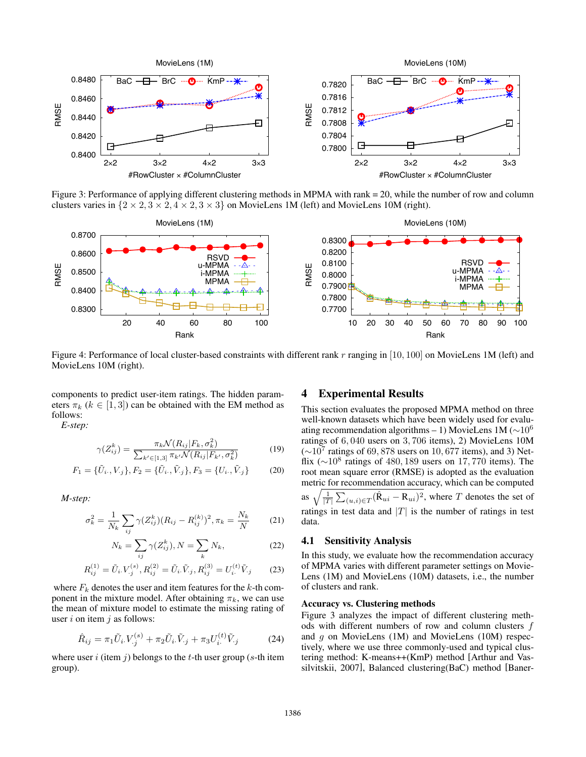Figure 3: Performance of applying different clustering methods in MPMA with rank = 20, while the number of row and column clusters varies in $\{2 \times 2, 3 \times 2, 4 \times 2, 3 \times 3\}$ on MovieLens 1M (left) and MovieLens 10M (right).

Figure 4: Performance of local cluster-based constraints with different rank $r$ ranging in $[10, 100]$ on MovieLens 1M (left) and MovieLens 10M (right).

components to predict user-item ratings. The hidden parameters $\pi_k$ ($k \in [1, 3]$) can be obtained with the EM method as follows:

*E-step:*

$$\gamma(Z_{ij}^k) = \frac{\pi_k \mathcal{N}(R_{ij}|F_k, \sigma_k^2)}{\sum_{k' \in [1,3]} \pi_{k'} \mathcal{N}(R_{ij}|F_{k'}, \sigma_k^2)} \quad (19)$$

$$F_1 = \{\tilde{U}_{i\cdot}, V_{\cdot j}\}, F_2 = \{\tilde{U}_{i\cdot}, \tilde{V}_{\cdot j}\}, F_3 = \{U_{i\cdot}, \tilde{V}_{\cdot j}\} \quad (20)$$

*M-step:*

$$\sigma_k^2 = \frac{1}{N_k} \sum_{ij} \gamma(Z_{ij}^k)(R_{ij} - R_{ij}^{(k)})^2, \pi_k = \frac{N_k}{N} \quad (21)$$

$$N_k = \sum_{ij} \gamma(Z_{ij}^k), N = \sum_k N_k, \quad (22)$$

$$R_{ij}^{(1)} = \tilde{U}_{i\cdot} V_{\cdot j}^{(s)}, R_{ij}^{(2)} = \tilde{U}_{i\cdot} \tilde{V}_{\cdot j}, R_{ij}^{(3)} = U_{i\cdot}^{(t)} \tilde{V}_{\cdot j} \quad (23)$$

where $F_k$ denotes the user and item features for the $k$-th component in the mixture model. After obtaining $\pi_k$, we can use the mean of mixture model to estimate the missing rating of user $i$ on item $j$ as follows:

$$\hat{R}_{ij} = \pi_1 \tilde{U}_{i\cdot} V_{\cdot j}^{(s)} + \pi_2 \tilde{U}_{i\cdot} \tilde{V}_{\cdot j} + \pi_3 U_{i\cdot}^{(t)} \tilde{V}_{\cdot j} \quad (24)$$

where user $i$ (item $j$) belongs to the $t$-th user group ($s$-th item group).

# 4 Experimental Results

This section evaluates the proposed MPMA method on three well-known datasets which have been widely used for evaluating recommendation algorithms – 1) MovieLens 1M ($\sim 10^6$ ratings of $6,040$ users on $3,706$ items), 2) MovieLens 10M ($\sim 10^7$ ratings of $69,878$ users on $10,677$ items), and 3) Netflix ($\sim 10^8$ ratings of $480,189$ users on $17,770$ items). The root mean square error (RMSE) is adopted as the evaluation metric for recommendation accuracy, which can be computed as $\sqrt{\frac{1}{|T|} \sum_{(u,i) \in T} (\hat{\mathrm{R}}_{ui} - \mathrm{R}_{ui})^2}$, where $T$ denotes the set of ratings in test data and $|T|$ is the number of ratings in test data.

## 4.1 Sensitivity Analysis

In this study, we evaluate how the recommendation accuracy of MPMA varies with different parameter settings on MovieLens (1M) and MovieLens (10M) datasets, i.e., the number of clusters and rank.

**Accuracy vs. Clustering methods**

Figure 3 analyzes the impact of different clustering methods with different numbers of row and column clusters $f$ and $g$ on MovieLens (1M) and MovieLens (10M) respectively, where we use three commonly-used and typical clustering method: K-means++(KmP) method [Arthur and Vassilvitskii, 2007], Balanced clustering(BaC) method [Baner-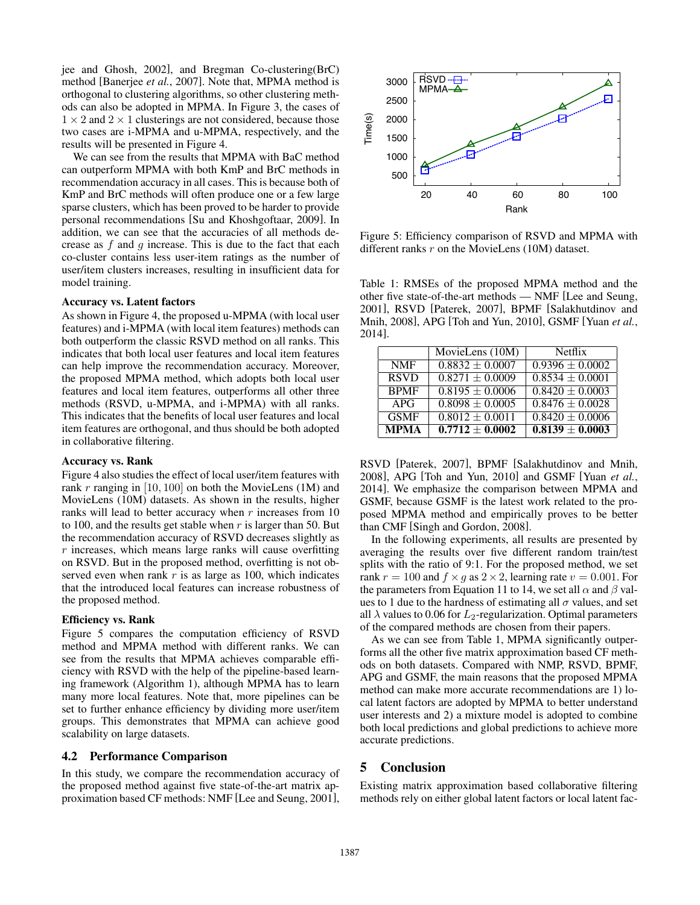jee and Ghosh, 2002], and Bregman Co-clustering(BrC) method [Banerjee *et al.*, 2007]. Note that, MPMA method is orthogonal to clustering algorithms, so other clustering methods can also be adopted in MPMA. In Figure 3, the cases of $1 \times 2$ and $2 \times 1$ clusterings are not considered, because those two cases are i-MPMA and u-MPMA, respectively, and the results will be presented in Figure 4.

We can see from the results that MPMA with BaC method can outperform MPMA with both KmP and BrC methods in recommendation accuracy in all cases. This is because both of KmP and BrC methods will often produce one or a few large sparse clusters, which has been proved to be harder to provide personal recommendations [Su and Khoshgoftaar, 2009]. In addition, we can see that the accuracies of all methods decrease as $f$ and $g$ increase. This is due to the fact that each co-cluster contains less user-item ratings as the number of user/item clusters increases, resulting in insufficient data for model training.

**Accuracy vs. Latent factors**

As shown in Figure 4, the proposed u-MPMA (with local user features) and i-MPMA (with local item features) methods can both outperform the classic RSVD method on all ranks. This indicates that both local user features and local item features can help improve the recommendation accuracy. Moreover, the proposed MPMA method, which adopts both local user features and local item features, outperforms all other three methods (RSVD, u-MPMA, and i-MPMA) with all ranks. This indicates that the benefits of local user features and local item features are orthogonal, and thus should be both adopted in collaborative filtering.

**Accuracy vs. Rank**

Figure 4 also studies the effect of local user/item features with rank $r$ ranging in $[10, 100]$ on both the MovieLens (1M) and MovieLens (10M) datasets. As shown in the results, higher ranks will lead to better accuracy when $r$ increases from 10 to 100, and the results get stable when $r$ is larger than 50. But the recommendation accuracy of RSVD decreases slightly as $r$ increases, which means large ranks will cause overfitting on RSVD. But in the proposed method, overfitting is not observed even when rank $r$ is as large as 100, which indicates that the introduced local features can increase robustness of the proposed method.

**Efficiency vs. Rank**

Figure 5 compares the computation efficiency of RSVD method and MPMA method with different ranks. We can see from the results that MPMA achieves comparable efficiency with RSVD with the help of the pipeline-based learning framework (Algorithm 1), although MPMA has to learn many more local features. Note that, more pipelines can be set to further enhance efficiency by dividing more user/item groups. This demonstrates that MPMA can achieve good scalability on large datasets.

## 4.2 Performance Comparison

In this study, we compare the recommendation accuracy of the proposed method against five state-of-the-art matrix approximation based CF methods: NMF [Lee and Seung, 2001], RSVD [Paterek, 2007], BPMF [Salakhutdinov and Mnih, 2008], APG [Toh and Yun, 2010] and GSMF [Yuan *et al.*, 2014]. We emphasize the comparison between MPMA and GSMF, because GSMF is the latest work related to the proposed MPMA method and empirically proves to be better than CMF [Singh and Gordon, 2008].

In the following experiments, all results are presented by averaging the results over five different random train/test splits with the ratio of 9:1. For the proposed method, we set rank $r = 100$ and $f \times g$ as $2 \times 2$, learning rate $v = 0.001$. For the parameters from Equation 11 to 14, we set all $\alpha$ and $\beta$ values to 1 due to the hardness of estimating all $\sigma$ values, and set all $\lambda$ values to 0.06 for $L_2$-regularization. Optimal parameters of the compared methods are chosen from their papers.

As we can see from Table 1, MPMA significantly outperforms all the other five matrix approximation based CF methods on both datasets. Compared with NMP, RSVD, BPMF, APG and GSMF, the main reasons that the proposed MPMA method can make more accurate recommendations are 1) local latent factors are adopted by MPMA to better understand user interests and 2) a mixture model is adopted to combine both local predictions and global predictions to achieve more accurate predictions.

Figure 5: Efficiency comparison of RSVD and MPMA with different ranks $r$ on the MovieLens (10M) dataset.

Table 1: RMSEs of the proposed MPMA method and the other five state-of-the-art methods — NMF [Lee and Seung, 2001], RSVD [Paterek, 2007], BPMF [Salakhutdinov and Mnih, 2008], APG [Toh and Yun, 2010], GSMF [Yuan *et al.*, 2014].

| | MovieLens (10M) | Netflix |
|---|---|---|
| NMF | $0.8832 \pm 0.0007$ | $0.9396 \pm 0.0002$ |
| RSVD | $0.8271 \pm 0.0009$ | $0.8534 \pm 0.0001$ |
| BPMF | $0.8195 \pm 0.0006$ | $0.8420 \pm 0.0003$ |
| APG | $0.8098 \pm 0.0005$ | $0.8476 \pm 0.0028$ |
| GSMF | $0.8012 \pm 0.0011$ | $0.8420 \pm 0.0006$ |
| **MPMA** | $\mathbf{0.7712 \pm 0.0002}$ | $\mathbf{0.8139 \pm 0.0003}$ |

## 5 Conclusion

Existing matrix approximation based collaborative filtering methods rely on either global latent factors or local latent fac-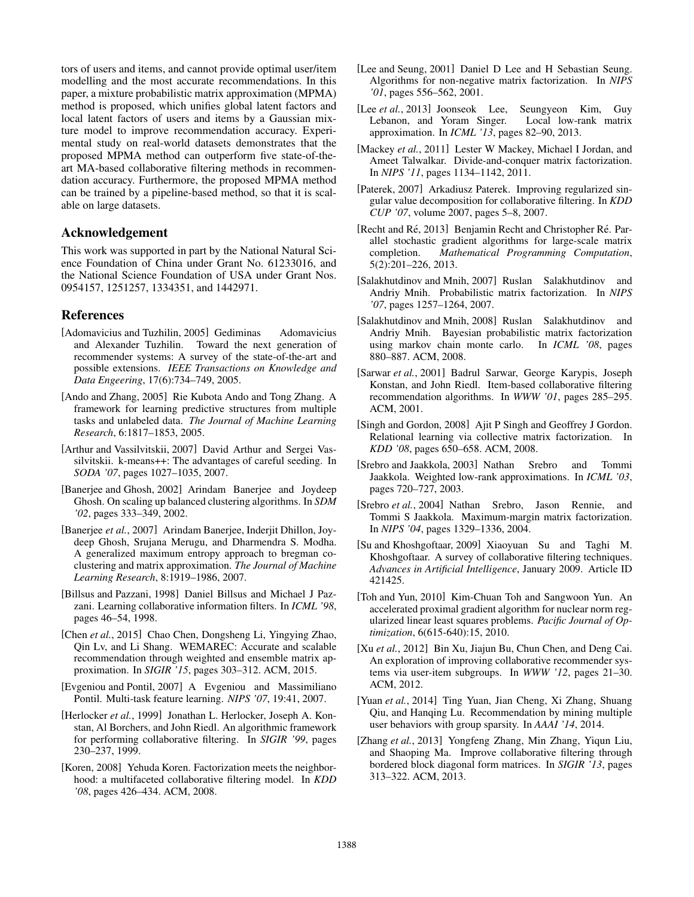tors of users and items, and cannot provide optimal user/item modelling and the most accurate recommendations. In this paper, a mixture probabilistic matrix approximation (MPMA) method is proposed, which unifies global latent factors and local latent factors of users and items by a Gaussian mixture model to improve recommendation accuracy. Experimental study on real-world datasets demonstrates that the proposed MPMA method can outperform five state-of-the-art MA-based collaborative filtering methods in recommendation accuracy. Furthermore, the proposed MPMA method can be trained by a pipeline-based method, so that it is scalable on large datasets.

## Acknowledgement

This work was supported in part by the National Natural Science Foundation of China under Grant No. 61233016, and the National Science Foundation of USA under Grant Nos. 0954157, 1251257, 1334351, and 1442971.

## References

[Adomavicius and Tuzhilin, 2005] Gediminas Adomavicius and Alexander Tuzhilin. Toward the next generation of recommender systems: A survey of the state-of-the-art and possible extensions. *IEEE Transactions on Knowledge and Data Engeering*, 17(6):734–749, 2005.

[Ando and Zhang, 2005] Rie Kubota Ando and Tong Zhang. A framework for learning predictive structures from multiple tasks and unlabeled data. *The Journal of Machine Learning Research*, 6:1817–1853, 2005.

[Arthur and Vassilvitskii, 2007] David Arthur and Sergei Vassilvitskii. k-means++: The advantages of careful seeding. In *SODA '07*, pages 1027–1035, 2007.

[Banerjee and Ghosh, 2002] Arindam Banerjee and Joydeep Ghosh. On scaling up balanced clustering algorithms. In *SDM '02*, pages 333–349, 2002.

[Banerjee *et al.*, 2007] Arindam Banerjee, Inderjit Dhillon, Joydeep Ghosh, Srujana Merugu, and Dharmendra S. Modha. A generalized maximum entropy approach to bregman co-clustering and matrix approximation. *The Journal of Machine Learning Research*, 8:1919–1986, 2007.

[Billsus and Pazzani, 1998] Daniel Billsus and Michael J Pazzani. Learning collaborative information filters. In *ICML '98*, pages 46–54, 1998.

[Chen *et al.*, 2015] Chao Chen, Dongsheng Li, Yingying Zhao, Qin Lv, and Li Shang. WEMAREC: Accurate and scalable recommendation through weighted and ensemble matrix approximation. In *SIGIR '15*, pages 303–312. ACM, 2015.

[Evgeniou and Pontil, 2007] A Evgeniou and Massimiliano Pontil. Multi-task feature learning. *NIPS '07*, 19:41, 2007.

[Herlocker *et al.*, 1999] Jonathan L. Herlocker, Joseph A. Konstan, Al Borchers, and John Riedl. An algorithmic framework for performing collaborative filtering. In *SIGIR '99*, pages 230–237, 1999.

[Koren, 2008] Yehuda Koren. Factorization meets the neighborhood: a multifaceted collaborative filtering model. In *KDD '08*, pages 426–434. ACM, 2008.

[Lee and Seung, 2001] Daniel D Lee and H Sebastian Seung. Algorithms for non-negative matrix factorization. In *NIPS '01*, pages 556–562, 2001.

[Lee *et al.*, 2013] Joonseok Lee, Seungyeon Kim, Guy Lebanon, and Yoram Singer. Local low-rank matrix approximation. In *ICML '13*, pages 82–90, 2013.

[Mackey *et al.*, 2011] Lester W Mackey, Michael I Jordan, and Ameet Talwalkar. Divide-and-conquer matrix factorization. In *NIPS '11*, pages 1134–1142, 2011.

[Paterek, 2007] Arkadiusz Paterek. Improving regularized singular value decomposition for collaborative filtering. In *KDD CUP '07*, volume 2007, pages 5–8, 2007.

[Recht and Ré, 2013] Benjamin Recht and Christopher Ré. Parallel stochastic gradient algorithms for large-scale matrix completion. *Mathematical Programming Computation*, 5(2):201–226, 2013.

[Salakhutdinov and Mnih, 2007] Ruslan Salakhutdinov and Andriy Mnih. Probabilistic matrix factorization. In *NIPS '07*, pages 1257–1264, 2007.

[Salakhutdinov and Mnih, 2008] Ruslan Salakhutdinov and Andriy Mnih. Bayesian probabilistic matrix factorization using markov chain monte carlo. In *ICML '08*, pages 880–887. ACM, 2008.

[Sarwar *et al.*, 2001] Badrul Sarwar, George Karypis, Joseph Konstan, and John Riedl. Item-based collaborative filtering recommendation algorithms. In *WWW '01*, pages 285–295. ACM, 2001.

[Singh and Gordon, 2008] Ajit P Singh and Geoffrey J Gordon. Relational learning via collective matrix factorization. In *KDD '08*, pages 650–658. ACM, 2008.

[Srebro and Jaakkola, 2003] Nathan Srebro and Tommi Jaakkola. Weighted low-rank approximations. In *ICML '03*, pages 720–727, 2003.

[Srebro *et al.*, 2004] Nathan Srebro, Jason Rennie, and Tommi S Jaakkola. Maximum-margin matrix factorization. In *NIPS '04*, pages 1329–1336, 2004.

[Su and Khoshgoftaar, 2009] Xiaoyuan Su and Taghi M. Khoshgoftaar. A survey of collaborative filtering techniques. *Advances in Artificial Intelligence*, January 2009. Article ID 421425.

[Toh and Yun, 2010] Kim-Chuan Toh and Sangwoon Yun. An accelerated proximal gradient algorithm for nuclear norm regularized linear least squares problems. *Pacific Journal of Optimization*, 6(615-640):15, 2010.

[Xu *et al.*, 2012] Bin Xu, Jiajun Bu, Chun Chen, and Deng Cai. An exploration of improving collaborative recommender systems via user-item subgroups. In *WWW '12*, pages 21–30. ACM, 2012.

[Yuan *et al.*, 2014] Ting Yuan, Jian Cheng, Xi Zhang, Shuang Qiu, and Hanqing Lu. Recommendation by mining multiple user behaviors with group sparsity. In *AAAI '14*, 2014.

[Zhang *et al.*, 2013] Yongfeng Zhang, Min Zhang, Yiqun Liu, and Shaoping Ma. Improve collaborative filtering through bordered block diagonal form matrices. In *SIGIR '13*, pages 313–322. ACM, 2013.